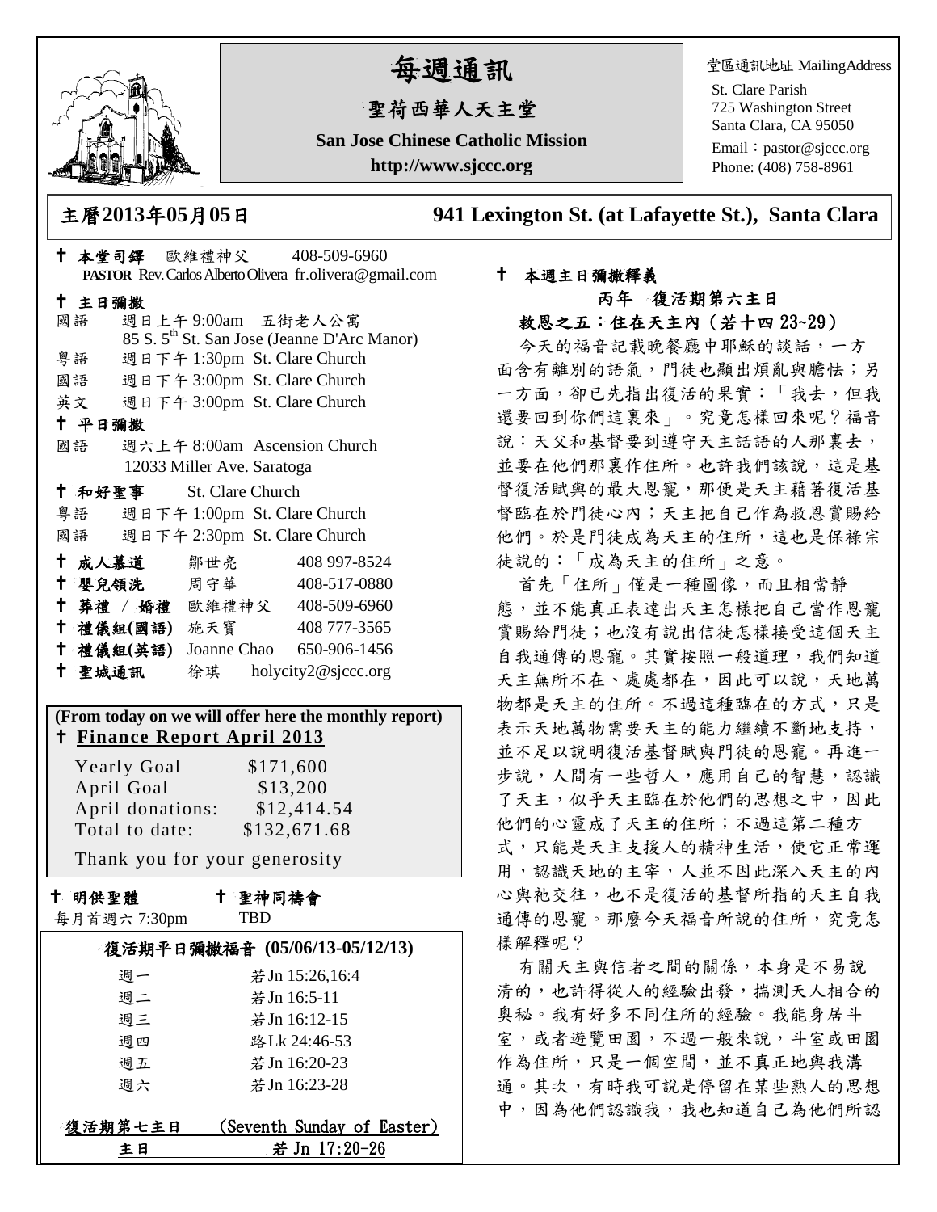# 每週通訊

## 聖荷西華人天主堂

**San Jose Chinese Catholic Mission**

**http://www.sjccc.org**

堂區通訊地址 MailingAddress
St. Clare Parish
725 Washington Street
Santa Clara, CA 95050
Email：pastor@sjccc.org
Phone: (408) 758-8961

## 主曆2013年05月05日 941 Lexington St. (at Lafayette St.), Santa Clara

✝ **本堂司鐸** 歐維禮神父 408-509-6960
**PASTOR** Rev. Carlos Alberto Olivera fr.olivera@gmail.com

✝ **主日彌撒**
國語 週日上午 9:00am 五街老人公寓
85 S. 5th St. San Jose (Jeanne D'Arc Manor)
粵語 週日下午 1:30pm St. Clare Church
國語 週日下午 3:00pm St. Clare Church
英文 週日下午 3:00pm St. Clare Church

✝ **平日彌撒**
國語 週六上午 8:00am Ascension Church
12033 Miller Ave. Saratoga

✝ **和好聖事** St. Clare Church
粵語 週日下午 1:00pm St. Clare Church
國語 週日下午 2:30pm St. Clare Church

✝ **成人慕道** 鄒世亮 408 997-8524
✝ **嬰兒領洗** 周守華 408-517-0880
✝ **葬禮 / 婚禮** 歐維禮神父 408-509-6960
✝ **禮儀組(國語)** 施天寶 408 777-3565
✝ **禮儀組(英語)** Joanne Chao 650-906-1456
✝ **聖城通訊** 徐琪 holycity2@sjccc.org

**(From today on we will offer here the monthly report)**
✝ **Finance Report April 2013**

| | |
|---|---|
| Yearly Goal | $171,600 |
| April Goal | $13,200 |
| April donations: | $12,414.54 |
| Total to date: | $132,671.68 |

Thank you for your generosity

✝ **明供聖體** 每月首週六 7:30pm
✝ **聖神同禱會** TBD

**復活期平日彌撒福音 (05/06/13-05/12/13)**

| | |
|---|---|
| 週一 | 若 Jn 15:26,16:4 |
| 週二 | 若 Jn 16:5-11 |
| 週三 | 若 Jn 16:12-15 |
| 週四 | 路 Lk 24:46-53 |
| 週五 | 若 Jn 16:20-23 |
| 週六 | 若 Jn 16:23-28 |

**復活期第七主日 (Seventh Sunday of Easter)**
**主日 若 Jn 17:20-26**

✝ **本週主日彌撒釋義**

**丙年 復活期第六主日**

**救恩之五：住在天主內（若十四 23~29）**

今天的福音記載晚餐廳中耶穌的談話，一方面含有離別的語氣，門徒也顯出煩亂與膽怯；另一方面，卻已先指出復活的果實：「我去，但我還要回到你們這裏來」。究竟怎樣回來呢？福音說：天父和基督要到遵守天主話語的人那裏去，並要在他們那裏作住所。也許我們該說，這是基督復活賦與的最大恩寵，那便是天主藉著復活基督臨在於門徒心內；天主把自己作為救恩賞賜給他們。於是門徒成為天主的住所，這也是保祿宗徒說的：「成為天主的住所」之意。

首先「住所」僅是一種圖像，而且相當靜態，並不能真正表達出天主怎樣把自己當作恩寵賞賜給門徒；也沒有說出信徒怎樣接受這個天主自我通傳的恩寵。其實按照一般道理，我們知道天主無所不在、處處都在，因此可以說，天地萬物都是天主的住所。不過這種臨在的方式，只是表示天地萬物需要天主的能力繼續不斷地支持，並不足以說明復活基督賦與門徒的恩寵。再進一步說，人間有一些哲人，應用自己的智慧，認識了天主，似乎天主臨在於他們的思想之中，因此他們的心靈成了天主的住所；不過這第二種方式，只能是天主支援人的精神生活，使它正常運用，認識天地的主宰，人並不因此深入天主的內心與祂交往，也不是復活的基督所指的天主自我通傳的恩寵。那麼今天福音所說的住所，究竟怎樣解釋呢？

有關天主與信者之間的關係，本身是不易說清的，也許得從人的經驗出發，揣測天人相合的奧秘。我有好多不同住所的經驗。我能身居斗室，或者遊覽田園，不過一般來說，斗室或田園作為住所，只是一個空間，並不真正地與我溝通。其次，有時我可說是停留在某些熟人的思想中，因為他們認識我，我也知道自己為他們所認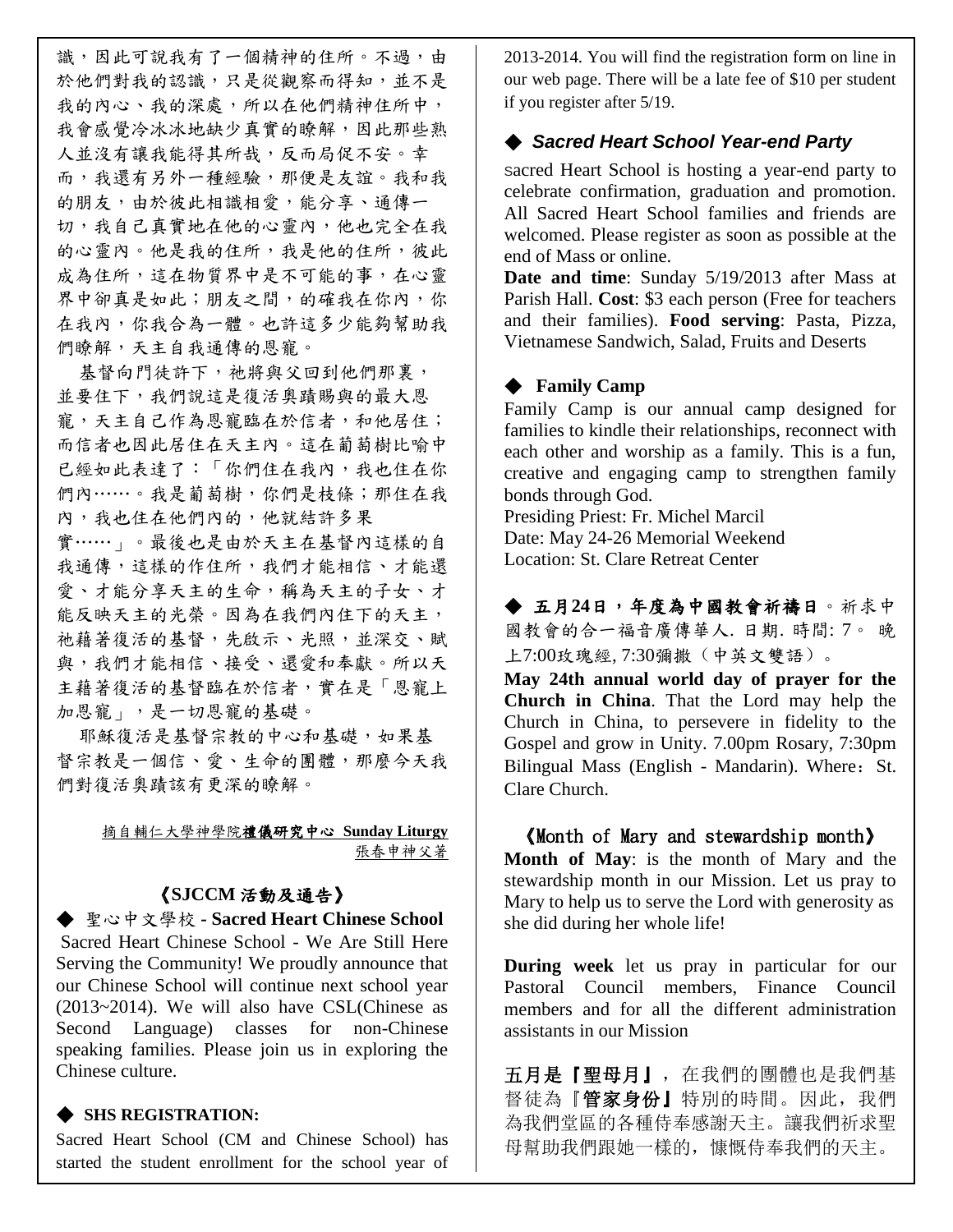識，因此可說我有了一個精神的住所。不過，由於他們對我的認識，只是從觀察而得知，並不是我的內心、我的深處，所以在他們精神住所中，我會感覺冷冰冰地缺少真實的瞭解，因此那些熟人並沒有讓我能得其所哉，反而局促不安。幸而，我還有另外一種經驗，那便是友誼。我和我的朋友，由於彼此相識相愛，能分享、通傳一切，我自己真實地在他的心靈內，他也完全在我的心靈內。他是我的住所，我是他的住所，彼此成為住所，這在物質界中是不可能的事，在心靈界中卻真是如此；朋友之間，的確我在你內，你在我內，你我合為一體。也許這多少能夠幫助我們瞭解，天主自我通傳的恩寵。

基督向門徒許下，祂將與父回到他們那裏，並要住下，我們說這是復活奧蹟賜與的最大恩寵，天主自己作為恩寵臨在於信者，和他居住；而信者也因此居住在天主內。這在葡萄樹比喻中已經如此表達了：「你們住在我內，我也住在你們內……。我是葡萄樹，你們是枝條；那住在我內，我也住在他們內的，他就結許多果實……」。最後也是由於天主在基督內這樣的自我通傳，這樣的作住所，我們才能相信、才能還愛、才能分享天主的生命，稱為天主的子女、才能反映天主的光榮。因為在我們內住下的天主，祂藉著復活的基督，先啟示、光照，並深交、賦與，我們才能相信、接受、還愛和奉獻。所以天主藉著復活的基督臨在於信者，實在是「恩寵上加恩寵」，是一切恩寵的基礎。

耶穌復活是基督宗教的中心和基礎，如果基督宗教是一個信、愛、生命的團體，那麼今天我們對復活奧蹟該有更深的瞭解。

摘自輔仁大學神學院**禮儀研究中心 Sunday Liturgy**
張春申神父著

## 《SJCCM 活動及通告》

◆ 聖心中文學校 - **Sacred Heart Chinese School**

Sacred Heart Chinese School - We Are Still Here Serving the Community! We proudly announce that our Chinese School will continue next school year (2013~2014). We will also have CSL(Chinese as Second Language) classes for non-Chinese speaking families. Please join us in exploring the Chinese culture.

### ◆ SHS REGISTRATION:

Sacred Heart School (CM and Chinese School) has started the student enrollment for the school year of 2013-2014. You will find the registration form on line in our web page. There will be a late fee of $10 per student if you register after 5/19.

### ◆ *Sacred Heart School Year-end Party*

Sacred Heart School is hosting a year-end party to celebrate confirmation, graduation and promotion. All Sacred Heart School families and friends are welcomed. Please register as soon as possible at the end of Mass or online.

**Date and time**: Sunday 5/19/2013 after Mass at Parish Hall. **Cost**: $3 each person (Free for teachers and their families). **Food serving**: Pasta, Pizza, Vietnamese Sandwich, Salad, Fruits and Deserts

### ◆ Family Camp

Family Camp is our annual camp designed for families to kindle their relationships, reconnect with each other and worship as a family. This is a fun, creative and engaging camp to strengthen family bonds through God.
Presiding Priest: Fr. Michel Marcil
Date: May 24-26 Memorial Weekend
Location: St. Clare Retreat Center

◆ **五月24日，年度為中國教會祈禱日**。祈求中國教會的合一福音廣傳華人. 日期. 時間: 7。 晚上7:00玫瑰經, 7:30彌撒（中英文雙語）。

**May 24th annual world day of prayer for the Church in China**. That the Lord may help the Church in China, to persevere in fidelity to the Gospel and grow in Unity. 7.00pm Rosary, 7:30pm Bilingual Mass (English - Mandarin). Where：St. Clare Church.

## 《Month of Mary and stewardship month》

**Month of May**: is the month of Mary and the stewardship month in our Mission. Let us pray to Mary to help us to serve the Lord with generosity as she did during her whole life!

**During week** let us pray in particular for our Pastoral Council members, Finance Council members and for all the different administration assistants in our Mission

五月是『聖母月』，在我們的團體也是我們基督徒為『**管家身份**』特別的時間。因此，我們為我們堂區的各種侍奉感謝天主。讓我們祈求聖母幫助我們跟她一樣的，慷慨侍奉我們的天主。